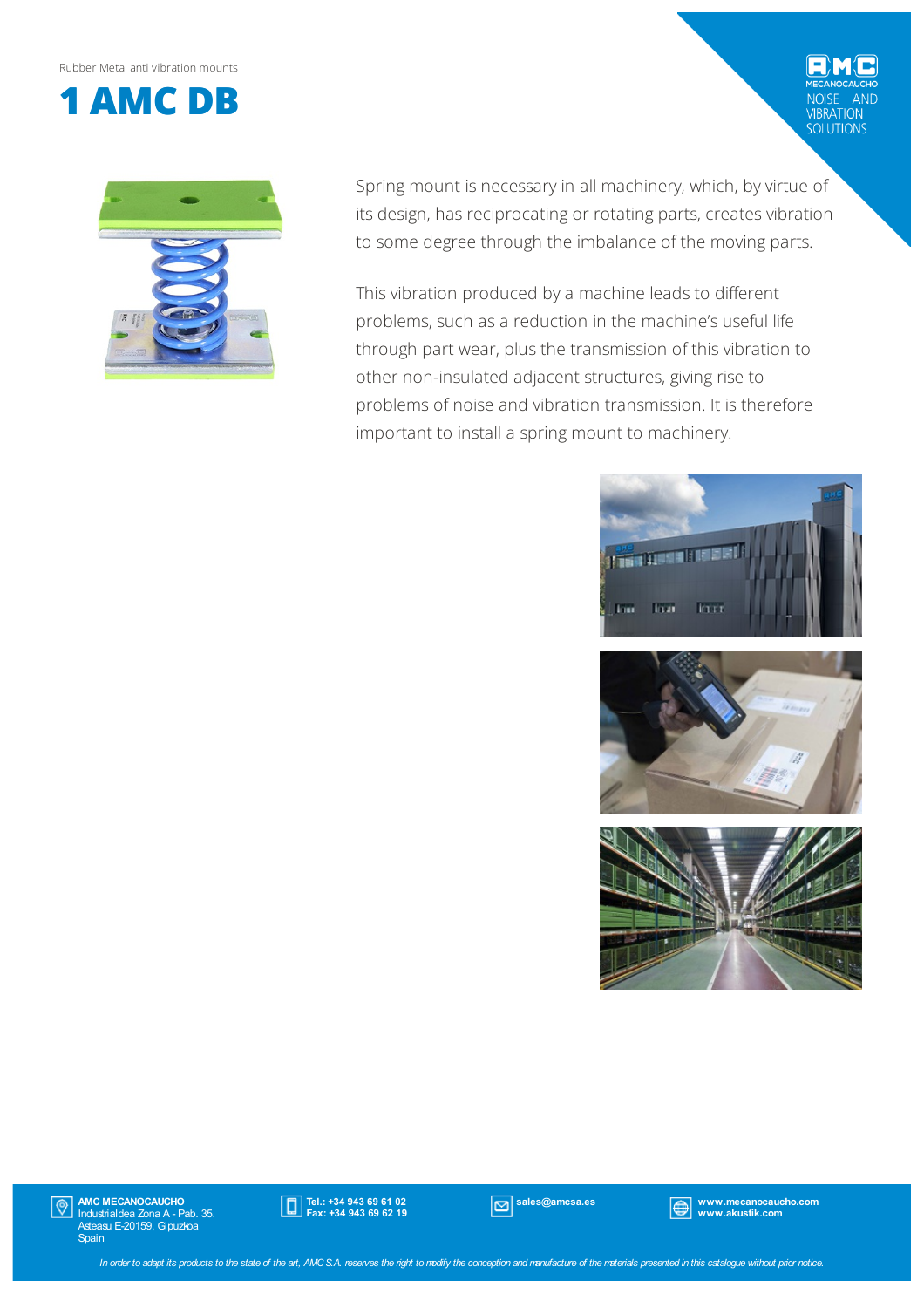Rubber Metal anti vibration mounts

# 1 AMC DB

Spring mount is necessary in all machinery, which, by virtue of its design, has reciprocating or rotating parts, creates vibration to some degree through the imbalance of the moving parts.

This vibration produced by a machine leads to different problems, such as a reduction in the machine's useful life through part wear, plus the transmission of this vibration to other non-insulated adjacent structures, giving rise to problems of noise and vibration transmission. It is therefore important to install a spring mount to machinery.

**AMC MECANOCAUCHO**
Industrialdea Zona A - Pab. 35.
Asteasu E-20159, Gipuzkoa
Spain

**Tel.: +34 943 69 61 02**
**Fax: +34 943 69 62 19**

**sales@amcsa.es**

**www.mecanocaucho.com**
**www.akustik.com**

*In order to adapt its products to the state of the art, AMC S.A. reserves the right to modify the conception and manufacture of the materials presented in this catalogue without prior notice.*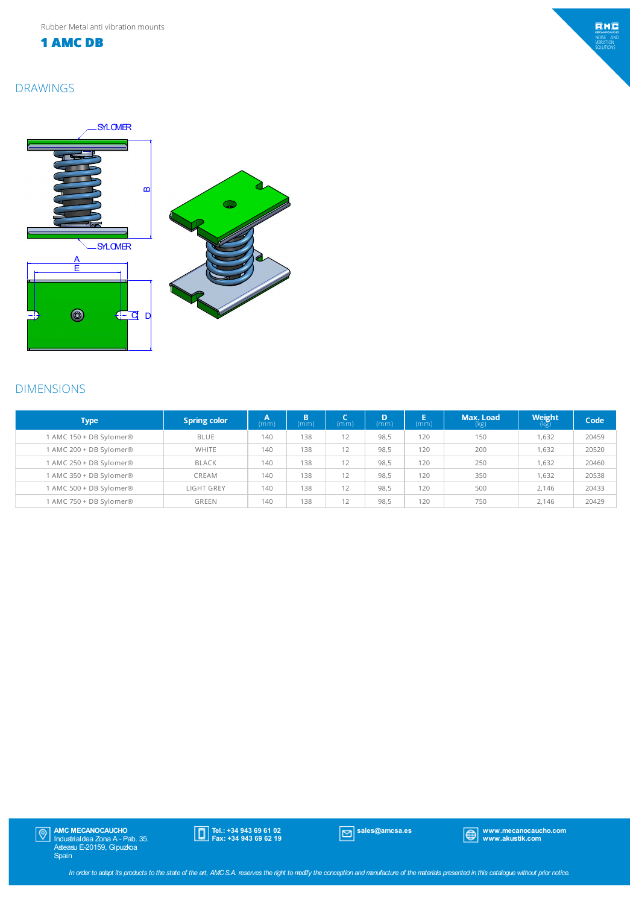Rubber Metal anti vibration mounts

# 1 AMC DB

## DRAWINGS

SYLOMER

SYLOMER

## DIMENSIONS

| Type | Spring color | A (mm) | B (mm) | C (mm) | D (mm) | E (mm) | Max. Load (kg) | Weight (kg) | Code |
|---|---|---|---|---|---|---|---|---|---|
| 1 AMC 150 + DB Sylomer® | BLUE | 140 | 138 | 12 | 98,5 | 120 | 150 | 1,632 | 20459 |
| 1 AMC 200 + DB Sylomer® | WHITE | 140 | 138 | 12 | 98,5 | 120 | 200 | 1,632 | 20520 |
| 1 AMC 250 + DB Sylomer® | BLACK | 140 | 138 | 12 | 98,5 | 120 | 250 | 1,632 | 20460 |
| 1 AMC 350 + DB Sylomer® | CREAM | 140 | 138 | 12 | 98,5 | 120 | 350 | 1,632 | 20538 |
| 1 AMC 500 + DB Sylomer® | LIGHT GREY | 140 | 138 | 12 | 98,5 | 120 | 500 | 2,146 | 20433 |
| 1 AMC 750 + DB Sylomer® | GREEN | 140 | 138 | 12 | 98,5 | 120 | 750 | 2,146 | 20429 |

**AMC MECANOCAUCHO**
Industrialdea Zona A - Pab. 35.
Asteasu E-20159, Gipuzkoa
Spain

**Tel.: +34 943 69 61 02**
**Fax: +34 943 69 62 19**

**sales@amcsa.es**

**www.mecanocaucho.com**
**www.akustik.com**

*In order to adapt its products to the state of the art, AMC S.A. reserves the right to modify the conception and manufacture of the materials presented in this catalogue without prior notice.*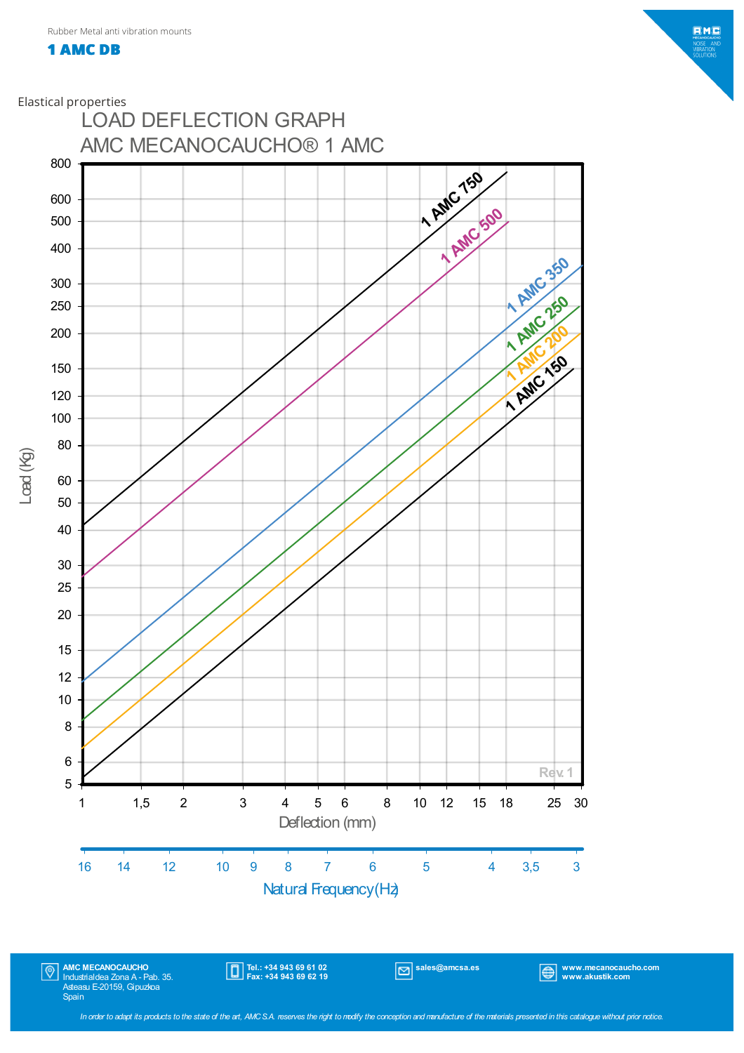Rubber Metal anti vibration mounts

**1 AMC DB**

Elastical properties

## LOAD DEFLECTION GRAPH

## AMC MECANOCAUCHO® 1 AMC

Load (Kg)

800
600
500
400
300
250
200
150
120
100
80
60
50
40
30
25
20
15
12
10
8
6
5

1 AMC 750
1 AMC 500
1 AMC 350
1 AMC 250
1 AMC 200
1 AMC 150

Rev. 1

1 1,5 2 3 4 5 6 8 10 12 15 18 25 30

Deflection (mm)

16 14 12 10 9 8 7 6 5 4 3,5 3

Natural Frequency (Hz)

**AMC MECANOCAUCHO**
Industrialdea Zona A - Pab. 35.
Asteasu E-20159, Gipuzkoa
Spain

**Tel.: +34 943 69 61 02**
**Fax: +34 943 69 62 19**

**sales@amcsa.es**

**www.mecanocaucho.com**
**www.akustik.com**

*In order to adapt its products to the state of the art, AMC S.A. reserves the right to modify the conception and manufacture of the materials presented in this catalogue without prior notice.*